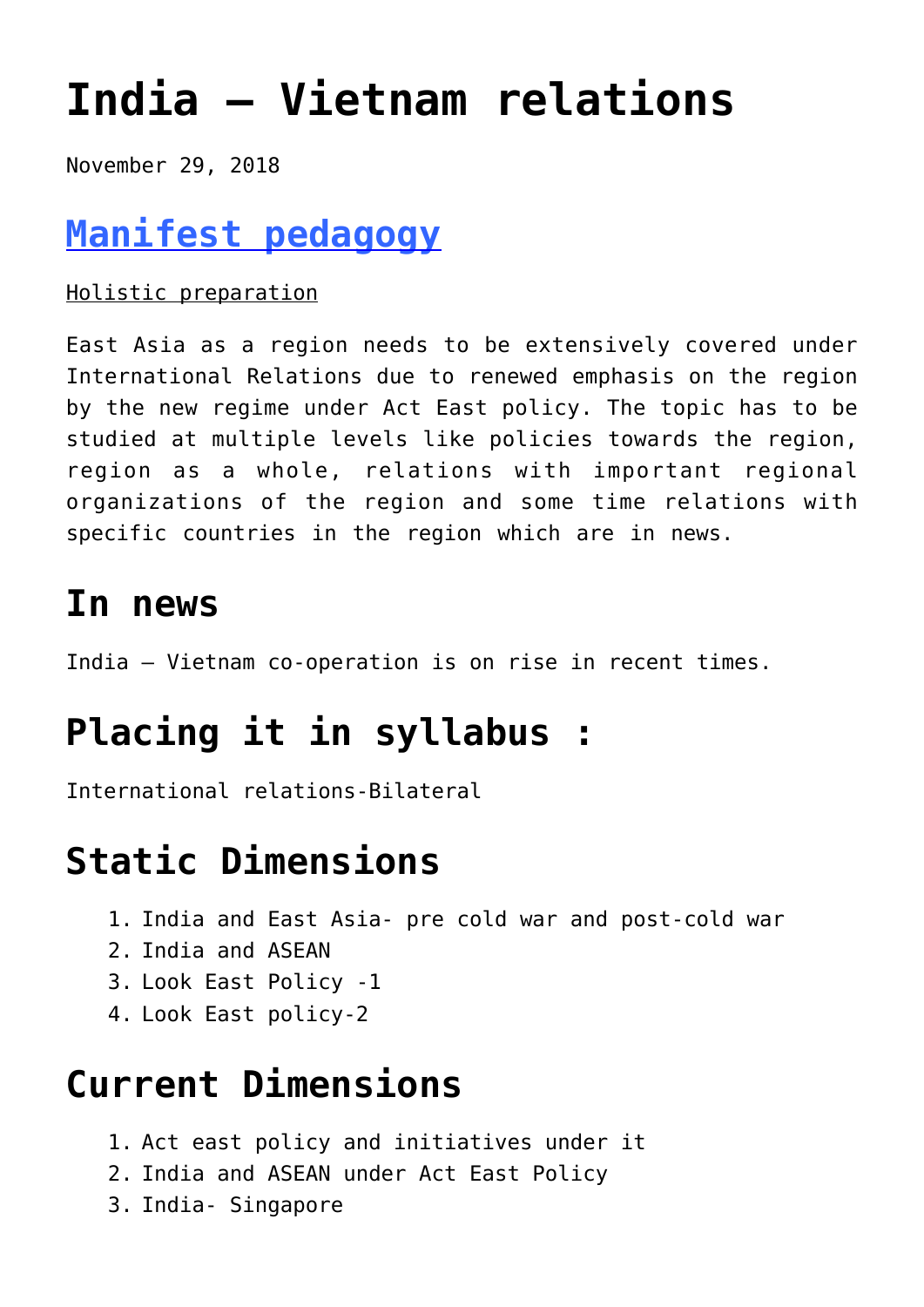# India – Vietnam relations

November 29, 2018

## Manifest pedagogy

Holistic preparation

East Asia as a region needs to be extensively covered under International Relations due to renewed emphasis on the region by the new regime under Act East policy. The topic has to be studied at multiple levels like policies towards the region, region as a whole, relations with important regional organizations of the region and some time relations with specific countries in the region which are in news.

## In news

India – Vietnam co-operation is on rise in recent times.

## Placing it in syllabus :

International relations-Bilateral

## Static Dimensions

1. India and East Asia- pre cold war and post-cold war
2. India and ASEAN
3. Look East Policy -1
4. Look East policy-2

## Current Dimensions

1. Act east policy and initiatives under it
2. India and ASEAN under Act East Policy
3. India- Singapore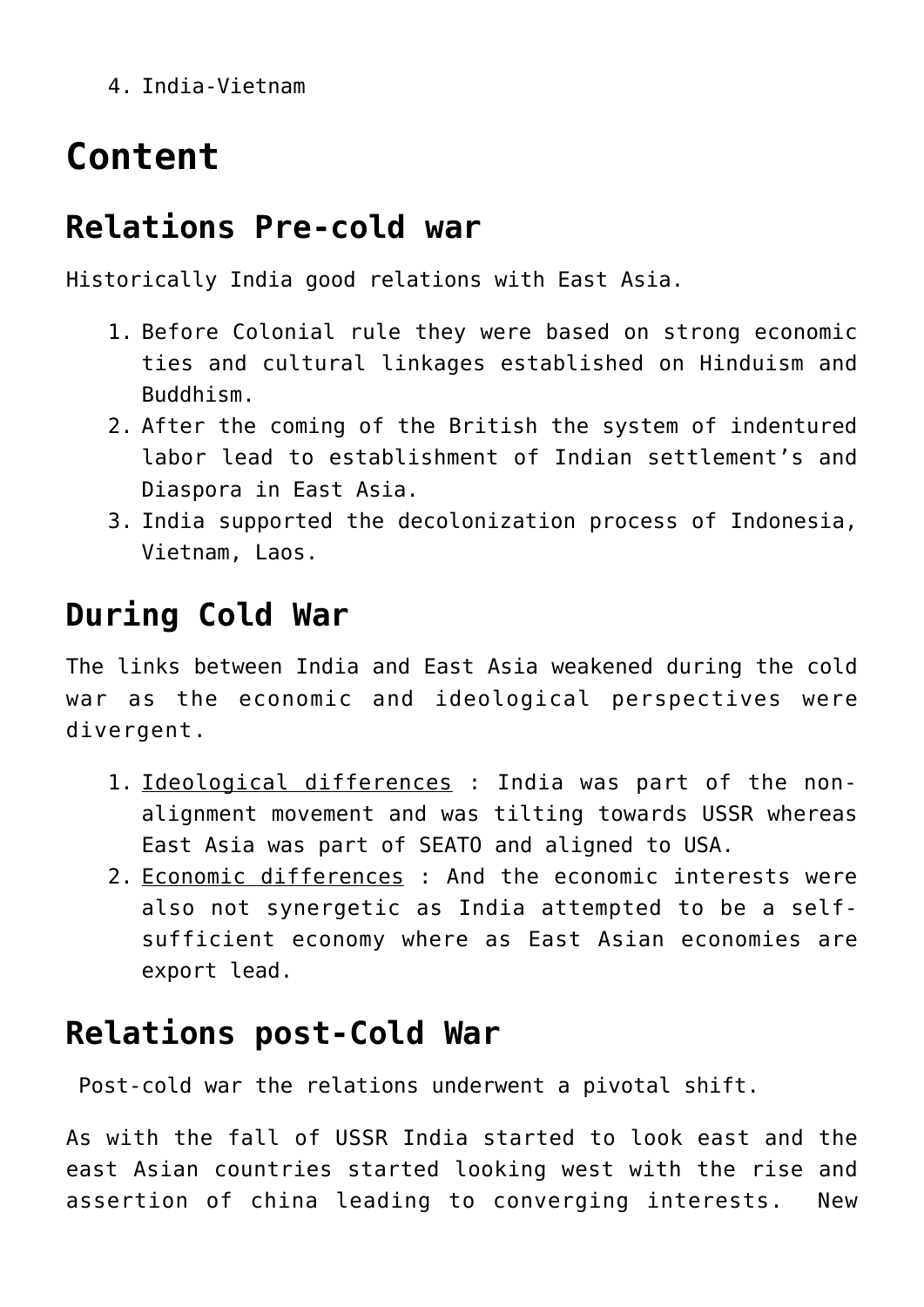4. India-Vietnam

# Content

## Relations Pre-cold war

Historically India good relations with East Asia.

1. Before Colonial rule they were based on strong economic ties and cultural linkages established on Hinduism and Buddhism.
2. After the coming of the British the system of indentured labor lead to establishment of Indian settlement's and Diaspora in East Asia.
3. India supported the decolonization process of Indonesia, Vietnam, Laos.

## During Cold War

The links between India and East Asia weakened during the cold war as the economic and ideological perspectives were divergent.

1. Ideological differences : India was part of the non-alignment movement and was tilting towards USSR whereas East Asia was part of SEATO and aligned to USA.
2. Economic differences : And the economic interests were also not synergetic as India attempted to be a self-sufficient economy where as East Asian economies are export lead.

## Relations post-Cold War

Post-cold war the relations underwent a pivotal shift.

As with the fall of USSR India started to look east and the east Asian countries started looking west with the rise and assertion of china leading to converging interests. New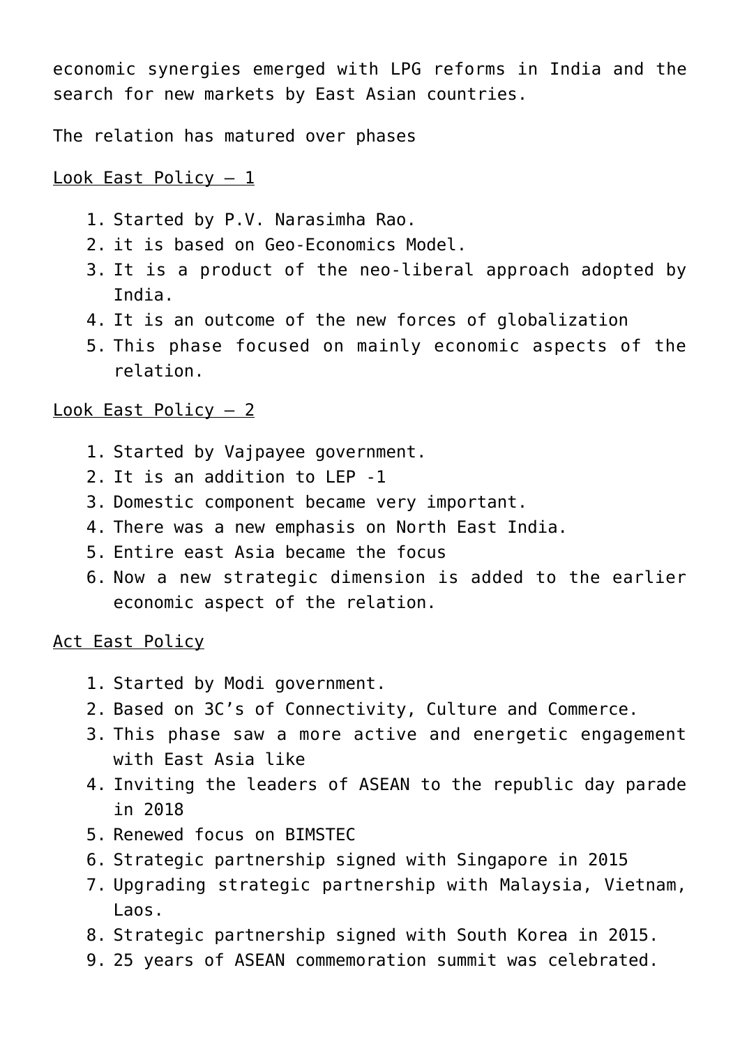economic synergies emerged with LPG reforms in India and the search for new markets by East Asian countries.

The relation has matured over phases

<u>Look East Policy – 1</u>

1. Started by P.V. Narasimha Rao.
2. it is based on Geo-Economics Model.
3. It is a product of the neo-liberal approach adopted by India.
4. It is an outcome of the new forces of globalization
5. This phase focused on mainly economic aspects of the relation.

<u>Look East Policy – 2</u>

1. Started by Vajpayee government.
2. It is an addition to LEP -1
3. Domestic component became very important.
4. There was a new emphasis on North East India.
5. Entire east Asia became the focus
6. Now a new strategic dimension is added to the earlier economic aspect of the relation.

<u>Act East Policy</u>

1. Started by Modi government.
2. Based on 3C's of Connectivity, Culture and Commerce.
3. This phase saw a more active and energetic engagement with East Asia like
4. Inviting the leaders of ASEAN to the republic day parade in 2018
5. Renewed focus on BIMSTEC
6. Strategic partnership signed with Singapore in 2015
7. Upgrading strategic partnership with Malaysia, Vietnam, Laos.
8. Strategic partnership signed with South Korea in 2015.
9. 25 years of ASEAN commemoration summit was celebrated.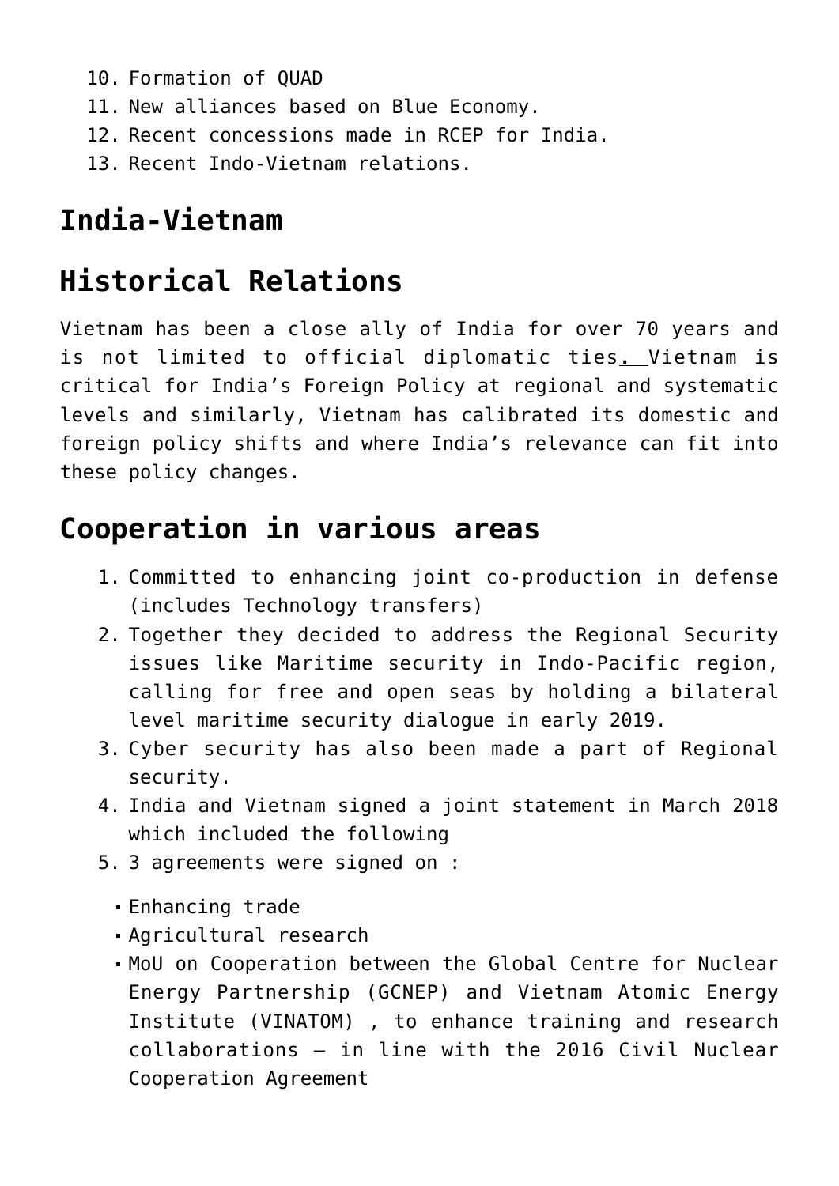10. Formation of QUAD
11. New alliances based on Blue Economy.
12. Recent concessions made in RCEP for India.
13. Recent Indo-Vietnam relations.

## India-Vietnam

## Historical Relations

Vietnam has been a close ally of India for over 70 years and is not limited to official diplomatic ties. Vietnam is critical for India's Foreign Policy at regional and systematic levels and similarly, Vietnam has calibrated its domestic and foreign policy shifts and where India's relevance can fit into these policy changes.

## Cooperation in various areas

1. Committed to enhancing joint co-production in defense (includes Technology transfers)
2. Together they decided to address the Regional Security issues like Maritime security in Indo-Pacific region, calling for free and open seas by holding a bilateral level maritime security dialogue in early 2019.
3. Cyber security has also been made a part of Regional security.
4. India and Vietnam signed a joint statement in March 2018 which included the following
5. 3 agreements were signed on :
   - Enhancing trade
   - Agricultural research
   - MoU on Cooperation between the Global Centre for Nuclear Energy Partnership (GCNEP) and Vietnam Atomic Energy Institute (VINATOM) , to enhance training and research collaborations – in line with the 2016 Civil Nuclear Cooperation Agreement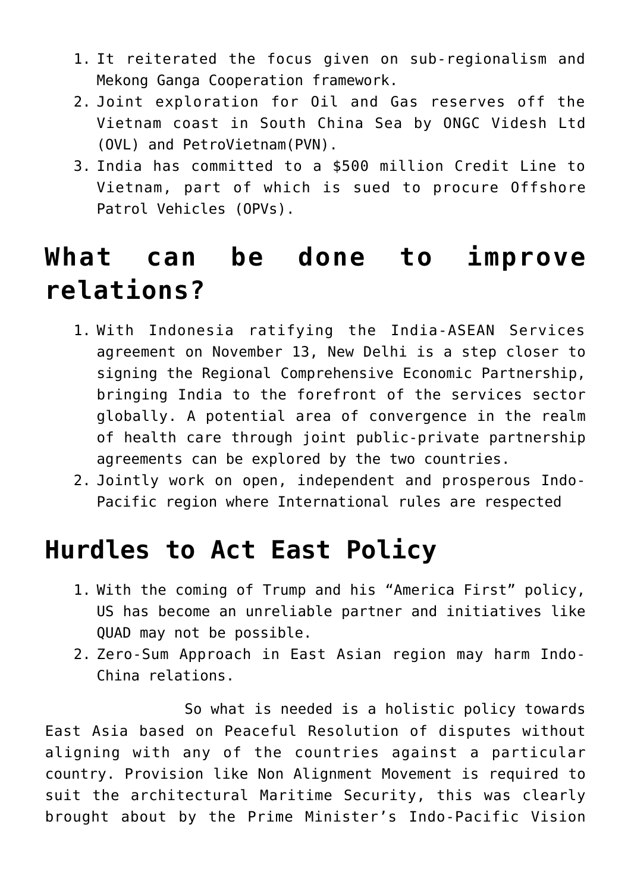1. It reiterated the focus given on sub-regionalism and Mekong Ganga Cooperation framework.
2. Joint exploration for Oil and Gas reserves off the Vietnam coast in South China Sea by ONGC Videsh Ltd (OVL) and PetroVietnam(PVN).
3. India has committed to a $500 million Credit Line to Vietnam, part of which is sued to procure Offshore Patrol Vehicles (OPVs).

## What can be done to improve relations?

1. With Indonesia ratifying the India-ASEAN Services agreement on November 13, New Delhi is a step closer to signing the Regional Comprehensive Economic Partnership, bringing India to the forefront of the services sector globally. A potential area of convergence in the realm of health care through joint public-private partnership agreements can be explored by the two countries.
2. Jointly work on open, independent and prosperous Indo-Pacific region where International rules are respected

## Hurdles to Act East Policy

1. With the coming of Trump and his "America First" policy, US has become an unreliable partner and initiatives like QUAD may not be possible.
2. Zero-Sum Approach in East Asian region may harm Indo-China relations.

So what is needed is a holistic policy towards East Asia based on Peaceful Resolution of disputes without aligning with any of the countries against a particular country. Provision like Non Alignment Movement is required to suit the architectural Maritime Security, this was clearly brought about by the Prime Minister's Indo-Pacific Vision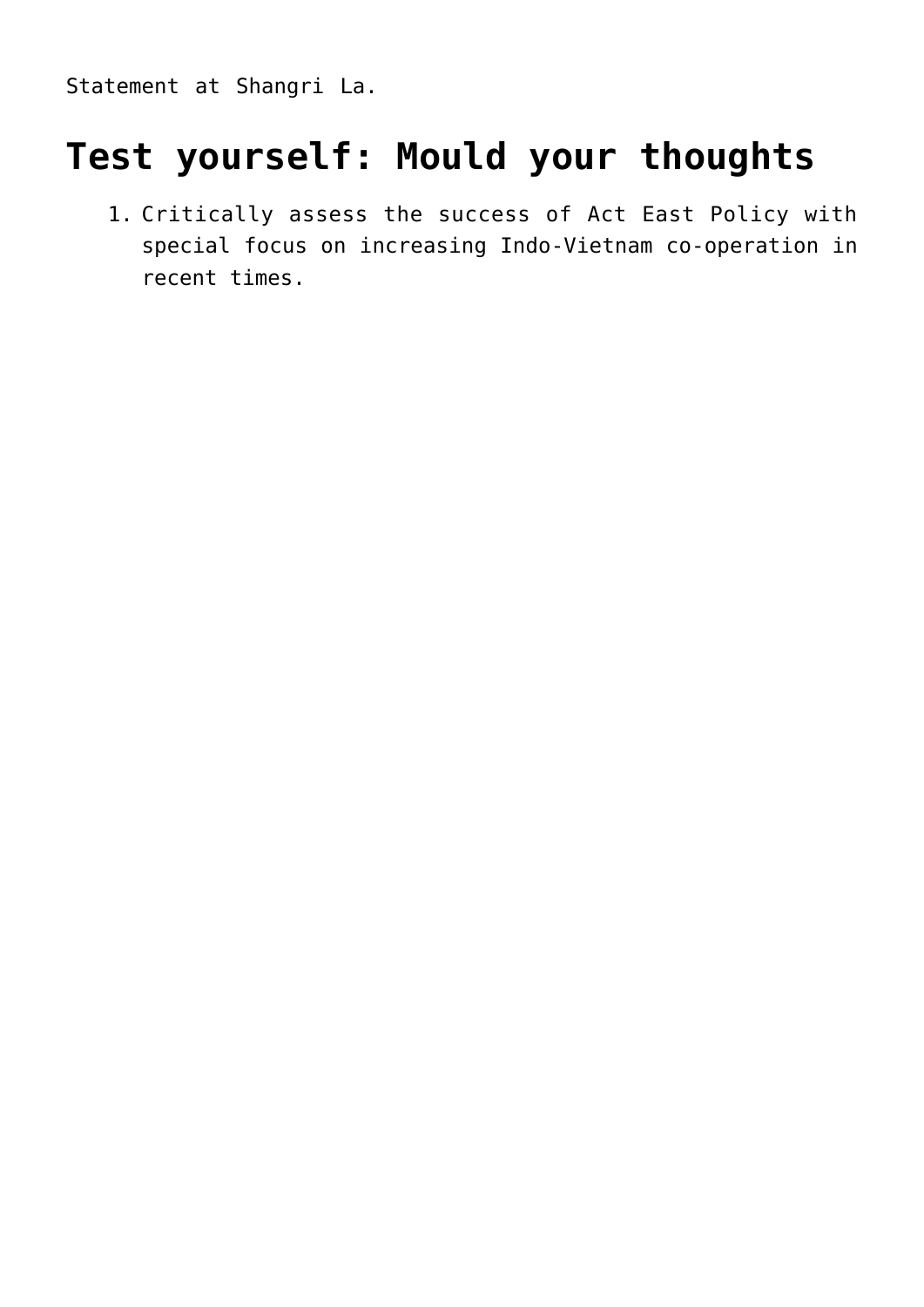Statement at Shangri La.

## Test yourself: Mould your thoughts

1. Critically assess the success of Act East Policy with special focus on increasing Indo-Vietnam co-operation in recent times.